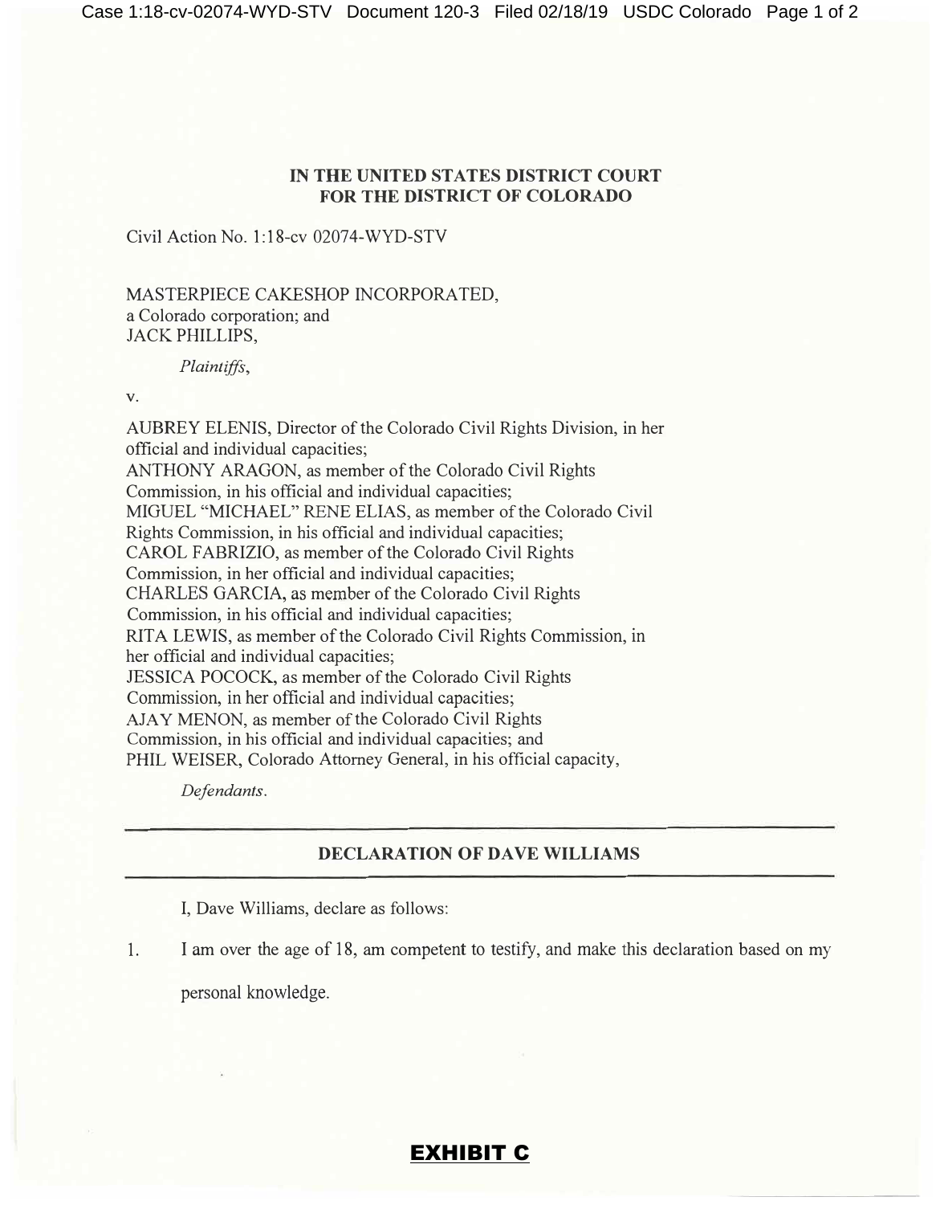**IN THE UNITED STATES DISTRICT COURT**
**FOR THE DISTRICT OF COLORADO**

Civil Action No. 1:18-cv 02074-WYD-STV

MASTERPIECE CAKESHOP INCORPORATED,
a Colorado corporation; and
JACK PHILLIPS,

*Plaintiffs*,

v.

AUBREY ELENIS, Director of the Colorado Civil Rights Division, in her official and individual capacities;
ANTHONY ARAGON, as member of the Colorado Civil Rights Commission, in his official and individual capacities;
MIGUEL "MICHAEL" RENE ELIAS, as member of the Colorado Civil Rights Commission, in his official and individual capacities;
CAROL FABRIZIO, as member of the Colorado Civil Rights Commission, in her official and individual capacities;
CHARLES GARCIA, as member of the Colorado Civil Rights Commission, in his official and individual capacities;
RITA LEWIS, as member of the Colorado Civil Rights Commission, in her official and individual capacities;
JESSICA POCOCK, as member of the Colorado Civil Rights Commission, in her official and individual capacities;
AJAY MENON, as member of the Colorado Civil Rights Commission, in his official and individual capacities; and
PHIL WEISER, Colorado Attorney General, in his official capacity,

*Defendants*.

---

**DECLARATION OF DAVE WILLIAMS**

---

I, Dave Williams, declare as follows:

1. I am over the age of 18, am competent to testify, and make this declaration based on my personal knowledge.

**EXHIBIT C**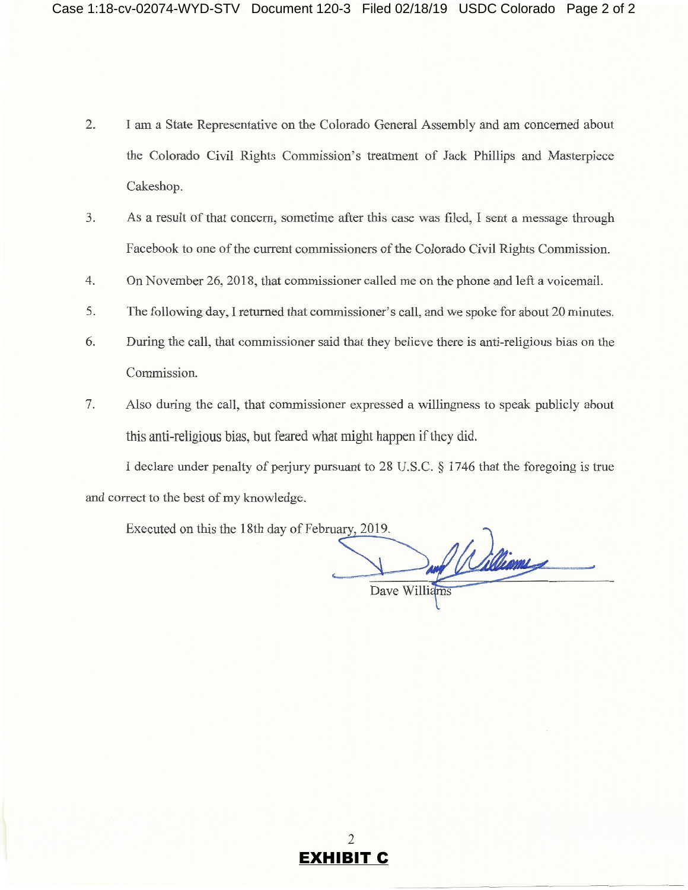2. I am a State Representative on the Colorado General Assembly and am concerned about the Colorado Civil Rights Commission's treatment of Jack Phillips and Masterpiece Cakeshop.

3. As a result of that concern, sometime after this case was filed, I sent a message through Facebook to one of the current commissioners of the Colorado Civil Rights Commission.

4. On November 26, 2018, that commissioner called me on the phone and left a voicemail.

5. The following day, I returned that commissioner's call, and we spoke for about 20 minutes.

6. During the call, that commissioner said that they believe there is anti-religious bias on the Commission.

7. Also during the call, that commissioner expressed a willingness to speak publicly about this anti-religious bias, but feared what might happen if they did.

I declare under penalty of perjury pursuant to 28 U.S.C. § 1746 that the foregoing is true and correct to the best of my knowledge.

Executed on this the 18th day of February, 2019.

Dave Williams

**EXHIBIT C**